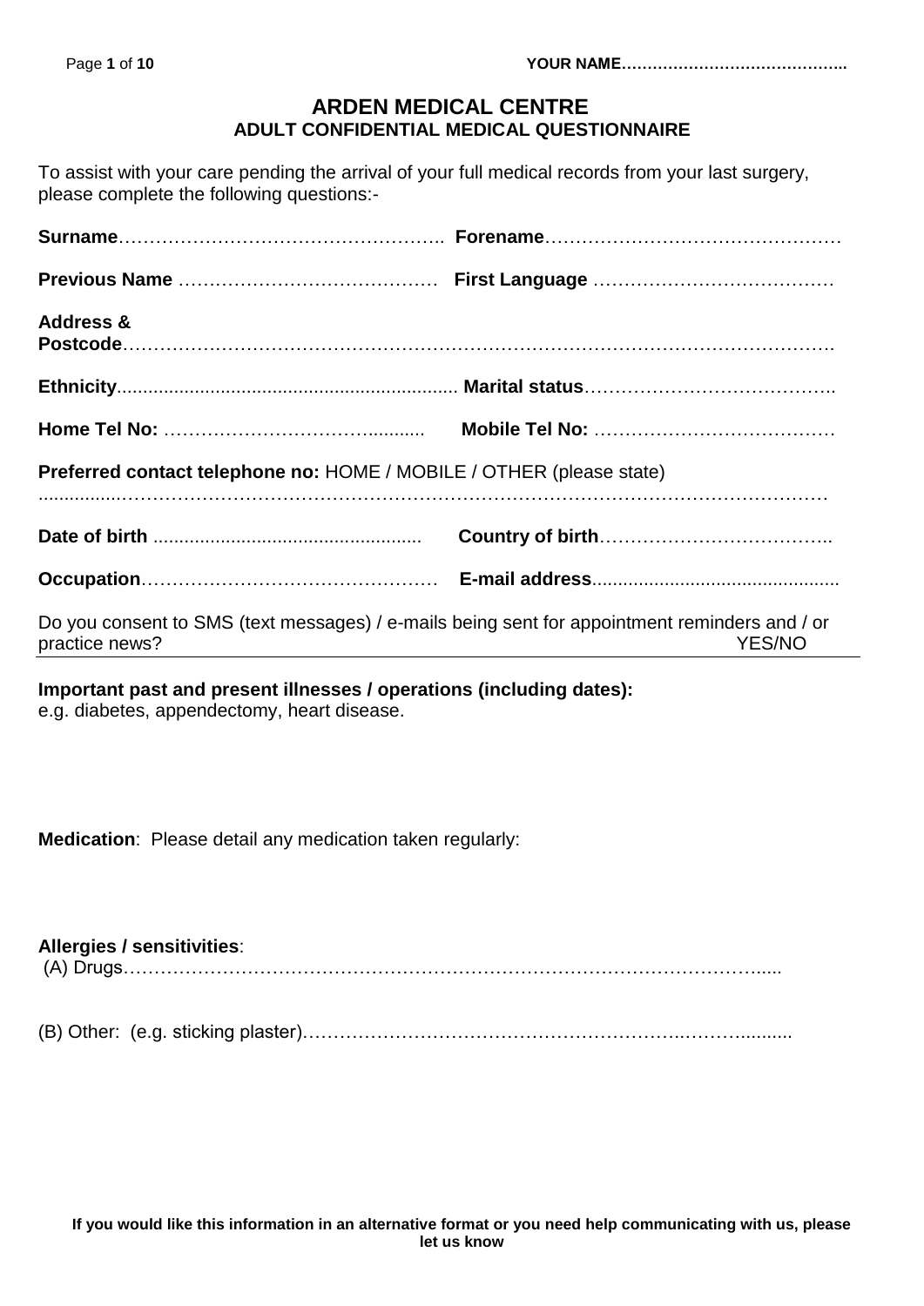# ARDEN MEDICAL CENTRE
## ADULT CONFIDENTIAL MEDICAL QUESTIONNAIRE

YOUR NAME……………………………………..

To assist with your care pending the arrival of your full medical records from your last surgery, please complete the following questions:-

**Surname**…………………………………………….. **Forename**…………………………………………

**Previous Name** …………………………………… **First Language** …………………………………

**Address & Postcode**…………………………………………………………………………………………….

**Ethnicity**................................................................. **Marital status**…………………………………..

**Home Tel No:** ……………………………........... **Mobile Tel No:** …………………………………

**Preferred contact telephone no:** HOME / MOBILE / OTHER (please state)
...............……………………………………………………………………………………………………

**Date of birth** .................................................... **Country of birth**………………………………..

**Occupation**………………………………………… **E-mail address**................................................

Do you consent to SMS (text messages) / e-mails being sent for appointment reminders and / or practice news? YES/NO

---

**Important past and present illnesses / operations (including dates):**
e.g. diabetes, appendectomy, heart disease.

**Medication**: Please detail any medication taken regularly:

**Allergies / sensitivities**:
(A) Drugs………………………………………………………………………………………….....

(B) Other: (e.g. sticking plaster)…………………………………………………..……….........

**If you would like this information in an alternative format or you need help communicating with us, please let us know**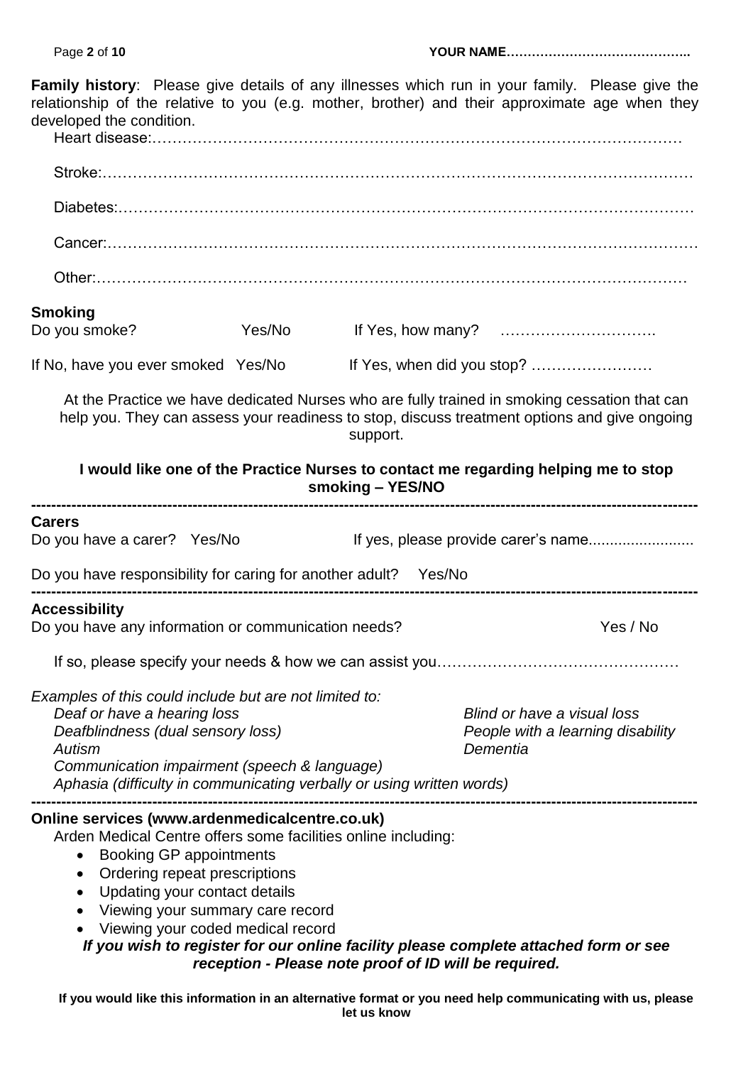**Family history**: Please give details of any illnesses which run in your family. Please give the relationship of the relative to you (e.g. mother, brother) and their approximate age when they developed the condition.

Heart disease:……………………………………………………………………………………………

Stroke:………………………………………………………………………………………………………

Diabetes:……………………………………………………………………………………………………

Cancer:………………………………………………………………………………………………………

Other:…………………………………………………………………………………………………………

**Smoking**

Do you smoke? Yes/No If Yes, how many? ………………………….

If No, have you ever smoked Yes/No If Yes, when did you stop? ……………………

At the Practice we have dedicated Nurses who are fully trained in smoking cessation that can help you. They can assess your readiness to stop, discuss treatment options and give ongoing support.

**I would like one of the Practice Nurses to contact me regarding helping me to stop smoking – YES/NO**

---

**Carers**

Do you have a carer? Yes/No If yes, please provide carer's name.........................

Do you have responsibility for caring for another adult? Yes/No

---

**Accessibility**

Do you have any information or communication needs? Yes / No

If so, please specify your needs & how we can assist you…………………………………………

*Examples of this could include but are not limited to:*

*Deaf or have a hearing loss*
*Blind or have a visual loss*
*Deafblindness (dual sensory loss)*
*People with a learning disability*
*Autism*
*Dementia*
*Communication impairment (speech & language)*
*Aphasia (difficulty in communicating verbally or using written words)*

---

**Online services (www.ardenmedicalcentre.co.uk)**

Arden Medical Centre offers some facilities online including:

- Booking GP appointments
- Ordering repeat prescriptions
- Updating your contact details
- Viewing your summary care record
- Viewing your coded medical record

***If you wish to register for our online facility please complete attached form or see reception - Please note proof of ID will be required.***

**If you would like this information in an alternative format or you need help communicating with us, please let us know**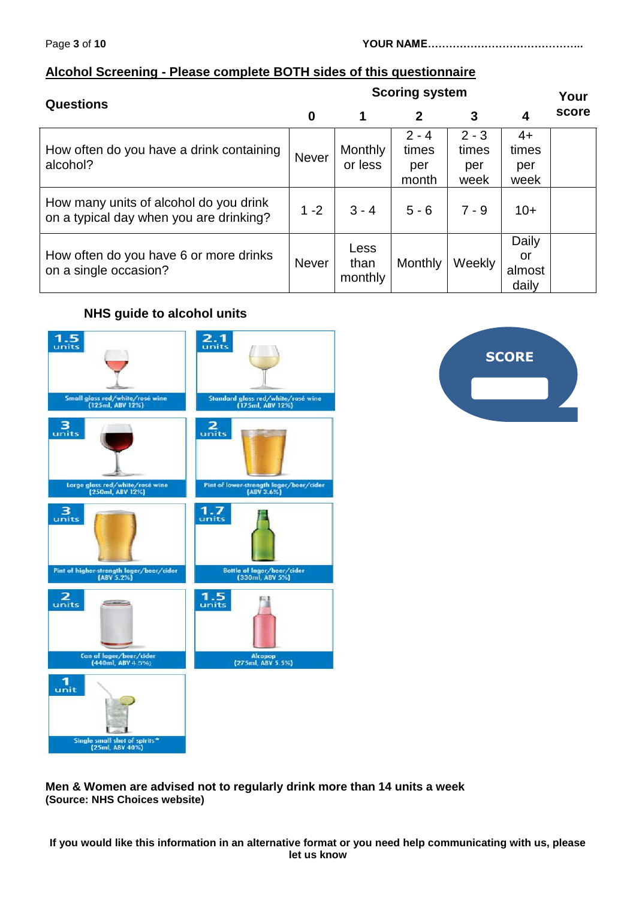YOUR NAME……………………………………..

## Alcohol Screening - Please complete BOTH sides of this questionnaire

| Questions | Scoring system 0 | 1 | 2 | 3 | 4 | Your score |
|---|---|---|---|---|---|---|
| How often do you have a drink containing alcohol? | Never | Monthly or less | 2 - 4 times per month | 2 - 3 times per week | 4+ times per week | |
| How many units of alcohol do you drink on a typical day when you are drinking? | 1 -2 | 3 - 4 | 5 - 6 | 7 - 9 | 10+ | |
| How often do you have 6 or more drinks on a single occasion? | Never | Less than monthly | Monthly | Weekly | Daily or almost daily | |

### NHS guide to alcohol units

- 1.5 units — Small glass red/white/rosé wine (125ml, ABV 12%)
- 2.1 units — Standard glass red/white/rosé wine (175ml, ABV 12%)
- 3 units — Large glass red/white/rosé wine (250ml, ABV 12%)
- 2 units — Pint of lower-strength lager/beer/cider (ABV 3.6%)
- 3 units — Pint of higher-strength lager/beer/cider (ABV 5.2%)
- 1.7 units — Bottle of lager/beer/cider (330ml, ABV 5%)
- 2 units — Can of lager/beer/cider (440ml, ABV 4.5%)
- 1.5 units — Alcopop (275ml, ABV 5.5%)
- 1 unit — Single small shot of spirits* (25ml, ABV 40%)

**SCORE**

**Men & Women are advised not to regularly drink more than 14 units a week**
**(Source: NHS Choices website)**

**If you would like this information in an alternative format or you need help communicating with us, please let us know**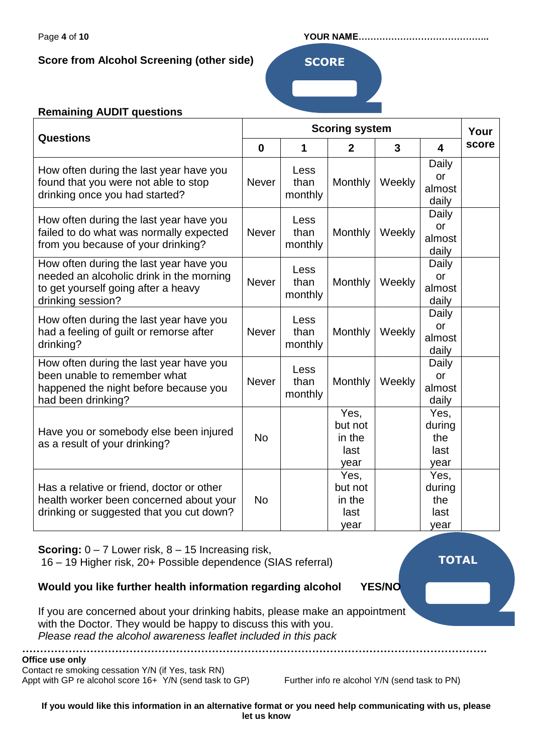**YOUR NAME……………………………………..**

**Score from Alcohol Screening (other side)**

**SCORE**

### Remaining AUDIT questions

| Questions | Scoring system | | | | | Your score |
|---|---|---|---|---|---|---|
| | **0** | **1** | **2** | **3** | **4** | |
| How often during the last year have you found that you were not able to stop drinking once you had started? | Never | Less than monthly | Monthly | Weekly | Daily or almost daily | |
| How often during the last year have you failed to do what was normally expected from you because of your drinking? | Never | Less than monthly | Monthly | Weekly | Daily or almost daily | |
| How often during the last year have you needed an alcoholic drink in the morning to get yourself going after a heavy drinking session? | Never | Less than monthly | Monthly | Weekly | Daily or almost daily | |
| How often during the last year have you had a feeling of guilt or remorse after drinking? | Never | Less than monthly | Monthly | Weekly | Daily or almost daily | |
| How often during the last year have you been unable to remember what happened the night before because you had been drinking? | Never | Less than monthly | Monthly | Weekly | Daily or almost daily | |
| Have you or somebody else been injured as a result of your drinking? | No | | Yes, but not in the last year | | Yes, during the last year | |
| Has a relative or friend, doctor or other health worker been concerned about your drinking or suggested that you cut down? | No | | Yes, but not in the last year | | Yes, during the last year | |

**Scoring:** 0 – 7 Lower risk, 8 – 15 Increasing risk, 16 – 19 Higher risk, 20+ Possible dependence (SIAS referral)

**TOTAL**

**Would you like further health information regarding alcohol YES/NO**

If you are concerned about your drinking habits, please make an appointment with the Doctor. They would be happy to discuss this with you.
*Please read the alcohol awareness leaflet included in this pack*

……………………………………………………………………………………………………………………

**Office use only**
Contact re smoking cessation Y/N (if Yes, task RN)
Appt with GP re alcohol score 16+ Y/N (send task to GP)
Further info re alcohol Y/N (send task to PN)

**If you would like this information in an alternative format or you need help communicating with us, please let us know**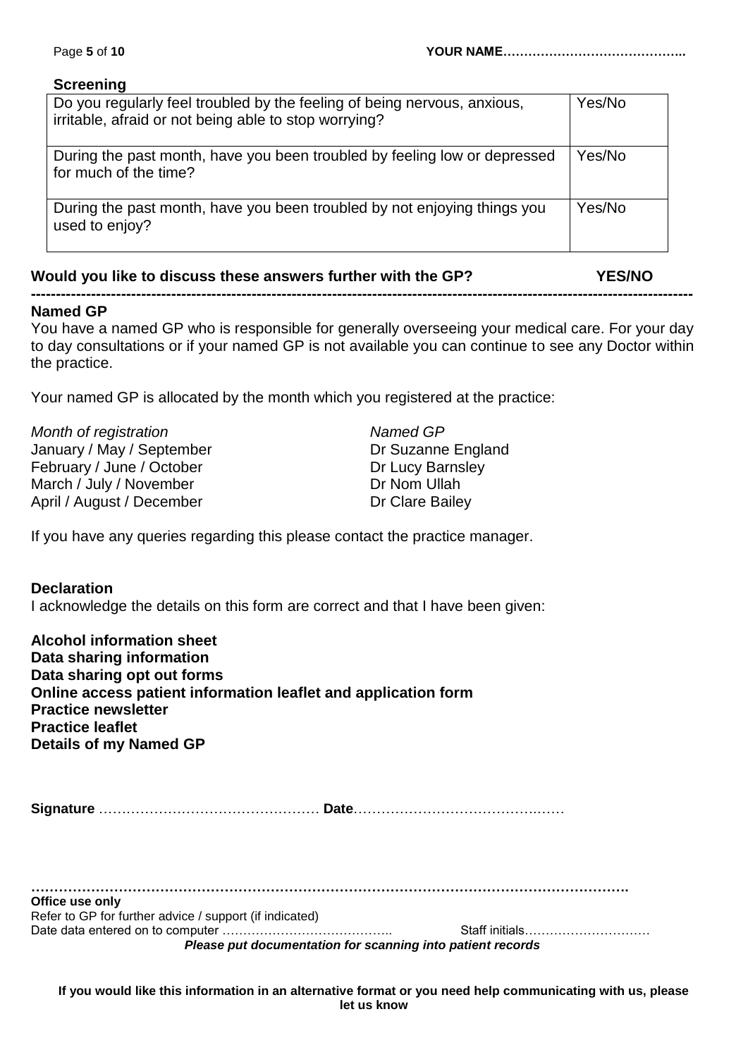**YOUR NAME……………………………………..**

### Screening

| Question | Answer |
|---|---|
| Do you regularly feel troubled by the feeling of being nervous, anxious, irritable, afraid or not being able to stop worrying? | Yes/No |
| During the past month, have you been troubled by feeling low or depressed for much of the time? | Yes/No |
| During the past month, have you been troubled by not enjoying things you used to enjoy? | Yes/No |

**Would you like to discuss these answers further with the GP? YES/NO**

---

### Named GP

You have a named GP who is responsible for generally overseeing your medical care. For your day to day consultations or if your named GP is not available you can continue to see any Doctor within the practice.

Your named GP is allocated by the month which you registered at the practice:

| *Month of registration* | *Named GP* |
|---|---|
| January / May / September | Dr Suzanne England |
| February / June / October | Dr Lucy Barnsley |
| March / July / November | Dr Nom Ullah |
| April / August / December | Dr Clare Bailey |

If you have any queries regarding this please contact the practice manager.

### Declaration

I acknowledge the details on this form are correct and that I have been given:

**Alcohol information sheet**
**Data sharing information**
**Data sharing opt out forms**
**Online access patient information leaflet and application form**
**Practice newsletter**
**Practice leaflet**
**Details of my Named GP**

**Signature** ……………………………………………… **Date**………………………………………

………………………………………………………………………………………………………………….

**Office use only**
Refer to GP for further advice / support (if indicated)
Date data entered on to computer …………………………………….. Staff initials…………………………
***Please put documentation for scanning into patient records***

**If you would like this information in an alternative format or you need help communicating with us, please let us know**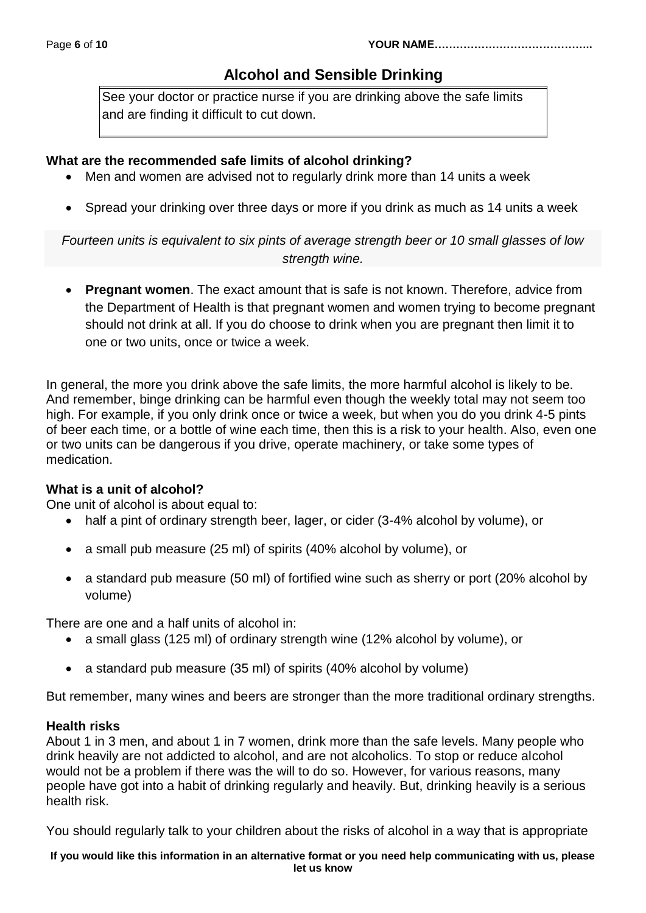# Alcohol and Sensible Drinking

See your doctor or practice nurse if you are drinking above the safe limits and are finding it difficult to cut down.

**What are the recommended safe limits of alcohol drinking?**

- Men and women are advised not to regularly drink more than 14 units a week
- Spread your drinking over three days or more if you drink as much as 14 units a week

*Fourteen units is equivalent to six pints of average strength beer or 10 small glasses of low strength wine.*

- **Pregnant women**. The exact amount that is safe is not known. Therefore, advice from the Department of Health is that pregnant women and women trying to become pregnant should not drink at all. If you do choose to drink when you are pregnant then limit it to one or two units, once or twice a week.

In general, the more you drink above the safe limits, the more harmful alcohol is likely to be. And remember, binge drinking can be harmful even though the weekly total may not seem too high. For example, if you only drink once or twice a week, but when you do you drink 4-5 pints of beer each time, or a bottle of wine each time, then this is a risk to your health. Also, even one or two units can be dangerous if you drive, operate machinery, or take some types of medication.

**What is a unit of alcohol?**

One unit of alcohol is about equal to:

- half a pint of ordinary strength beer, lager, or cider (3-4% alcohol by volume), or
- a small pub measure (25 ml) of spirits (40% alcohol by volume), or
- a standard pub measure (50 ml) of fortified wine such as sherry or port (20% alcohol by volume)

There are one and a half units of alcohol in:

- a small glass (125 ml) of ordinary strength wine (12% alcohol by volume), or
- a standard pub measure (35 ml) of spirits (40% alcohol by volume)

But remember, many wines and beers are stronger than the more traditional ordinary strengths.

**Health risks**

About 1 in 3 men, and about 1 in 7 women, drink more than the safe levels. Many people who drink heavily are not addicted to alcohol, and are not alcoholics. To stop or reduce alcohol would not be a problem if there was the will to do so. However, for various reasons, many people have got into a habit of drinking regularly and heavily. But, drinking heavily is a serious health risk.

You should regularly talk to your children about the risks of alcohol in a way that is appropriate

**If you would like this information in an alternative format or you need help communicating with us, please let us know**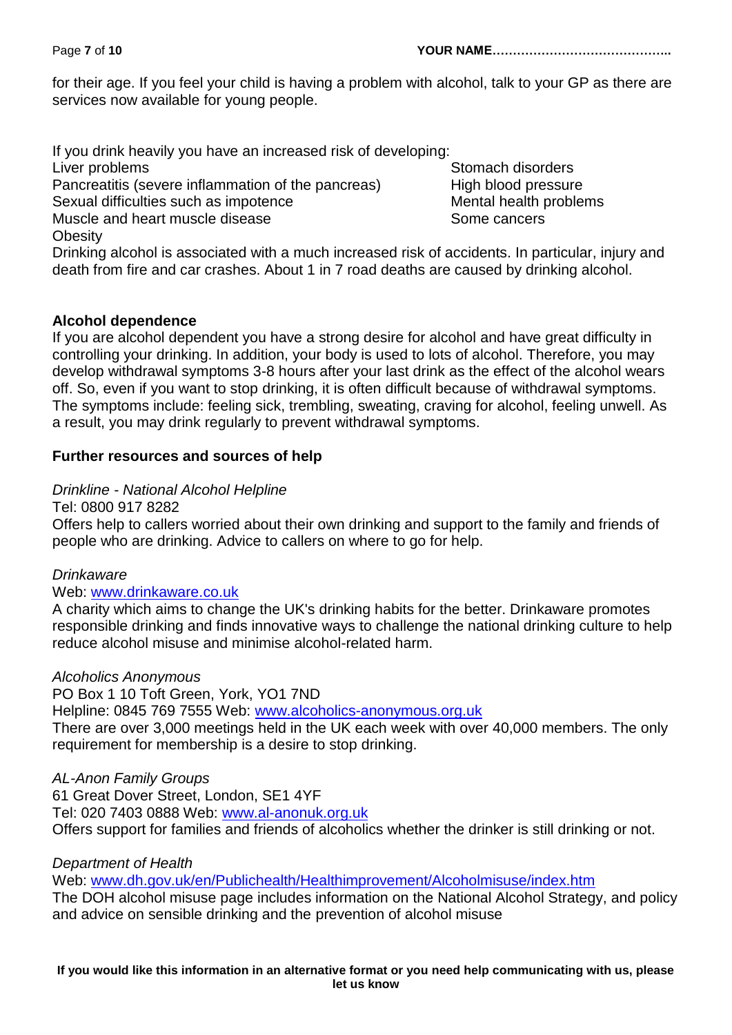for their age. If you feel your child is having a problem with alcohol, talk to your GP as there are services now available for young people.

If you drink heavily you have an increased risk of developing:

- Liver problems
- Pancreatitis (severe inflammation of the pancreas)
- Sexual difficulties such as impotence
- Muscle and heart muscle disease
- Obesity
- Stomach disorders
- High blood pressure
- Mental health problems
- Some cancers

Drinking alcohol is associated with a much increased risk of accidents. In particular, injury and death from fire and car crashes. About 1 in 7 road deaths are caused by drinking alcohol.

**Alcohol dependence**

If you are alcohol dependent you have a strong desire for alcohol and have great difficulty in controlling your drinking. In addition, your body is used to lots of alcohol. Therefore, you may develop withdrawal symptoms 3-8 hours after your last drink as the effect of the alcohol wears off. So, even if you want to stop drinking, it is often difficult because of withdrawal symptoms. The symptoms include: feeling sick, trembling, sweating, craving for alcohol, feeling unwell. As a result, you may drink regularly to prevent withdrawal symptoms.

**Further resources and sources of help**

*Drinkline - National Alcohol Helpline*

Tel: 0800 917 8282

Offers help to callers worried about their own drinking and support to the family and friends of people who are drinking. Advice to callers on where to go for help.

*Drinkaware*

Web: www.drinkaware.co.uk

A charity which aims to change the UK's drinking habits for the better. Drinkaware promotes responsible drinking and finds innovative ways to challenge the national drinking culture to help reduce alcohol misuse and minimise alcohol-related harm.

*Alcoholics Anonymous*

PO Box 1 10 Toft Green, York, YO1 7ND

Helpline: 0845 769 7555 Web: www.alcoholics-anonymous.org.uk

There are over 3,000 meetings held in the UK each week with over 40,000 members. The only requirement for membership is a desire to stop drinking.

*AL-Anon Family Groups*

61 Great Dover Street, London, SE1 4YF

Tel: 020 7403 0888 Web: www.al-anonuk.org.uk

Offers support for families and friends of alcoholics whether the drinker is still drinking or not.

*Department of Health*

Web: www.dh.gov.uk/en/Publichealth/Healthimprovement/Alcoholmisuse/index.htm

The DOH alcohol misuse page includes information on the National Alcohol Strategy, and policy and advice on sensible drinking and the prevention of alcohol misuse

**If you would like this information in an alternative format or you need help communicating with us, please let us know**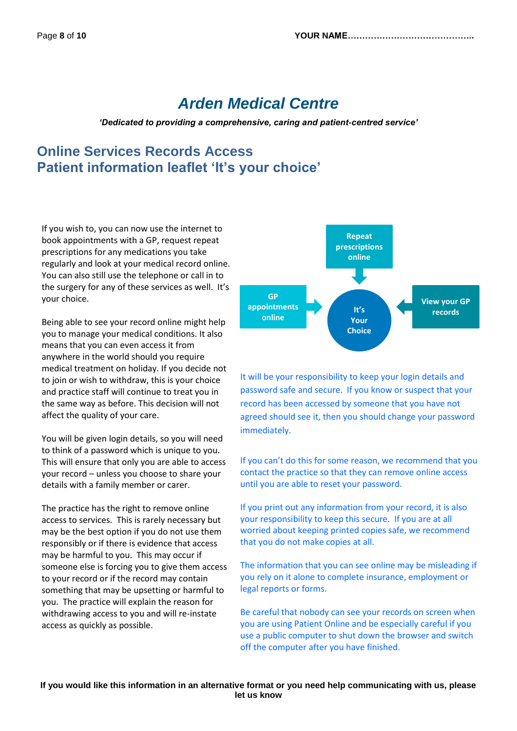# *Arden Medical Centre*

***'Dedicated to providing a comprehensive, caring and patient-centred service'***

## Online Services Records Access
## Patient information leaflet 'It's your choice'

If you wish to, you can now use the internet to book appointments with a GP, request repeat prescriptions for any medications you take regularly and look at your medical record online. You can also still use the telephone or call in to the surgery for any of these services as well. It's your choice.

Being able to see your record online might help you to manage your medical conditions. It also means that you can even access it from anywhere in the world should you require medical treatment on holiday. If you decide not to join or wish to withdraw, this is your choice and practice staff will continue to treat you in the same way as before. This decision will not affect the quality of your care.

You will be given login details, so you will need to think of a password which is unique to you. This will ensure that only you are able to access your record – unless you choose to share your details with a family member or carer.

The practice has the right to remove online access to services. This is rarely necessary but may be the best option if you do not use them responsibly or if there is evidence that access may be harmful to you. This may occur if someone else is forcing you to give them access to your record or if the record may contain something that may be upsetting or harmful to you. The practice will explain the reason for withdrawing access to you and will re-instate access as quickly as possible.

**Repeat prescriptions online**

**GP appointments online**

**It's Your Choice**

**View your GP records**

It will be your responsibility to keep your login details and password safe and secure. If you know or suspect that your record has been accessed by someone that you have not agreed should see it, then you should change your password immediately.

If you can't do this for some reason, we recommend that you contact the practice so that they can remove online access until you are able to reset your password.

If you print out any information from your record, it is also your responsibility to keep this secure. If you are at all worried about keeping printed copies safe, we recommend that you do not make copies at all.

The information that you can see online may be misleading if you rely on it alone to complete insurance, employment or legal reports or forms.

Be careful that nobody can see your records on screen when you are using Patient Online and be especially careful if you use a public computer to shut down the browser and switch off the computer after you have finished.

**If you would like this information in an alternative format or you need help communicating with us, please let us know**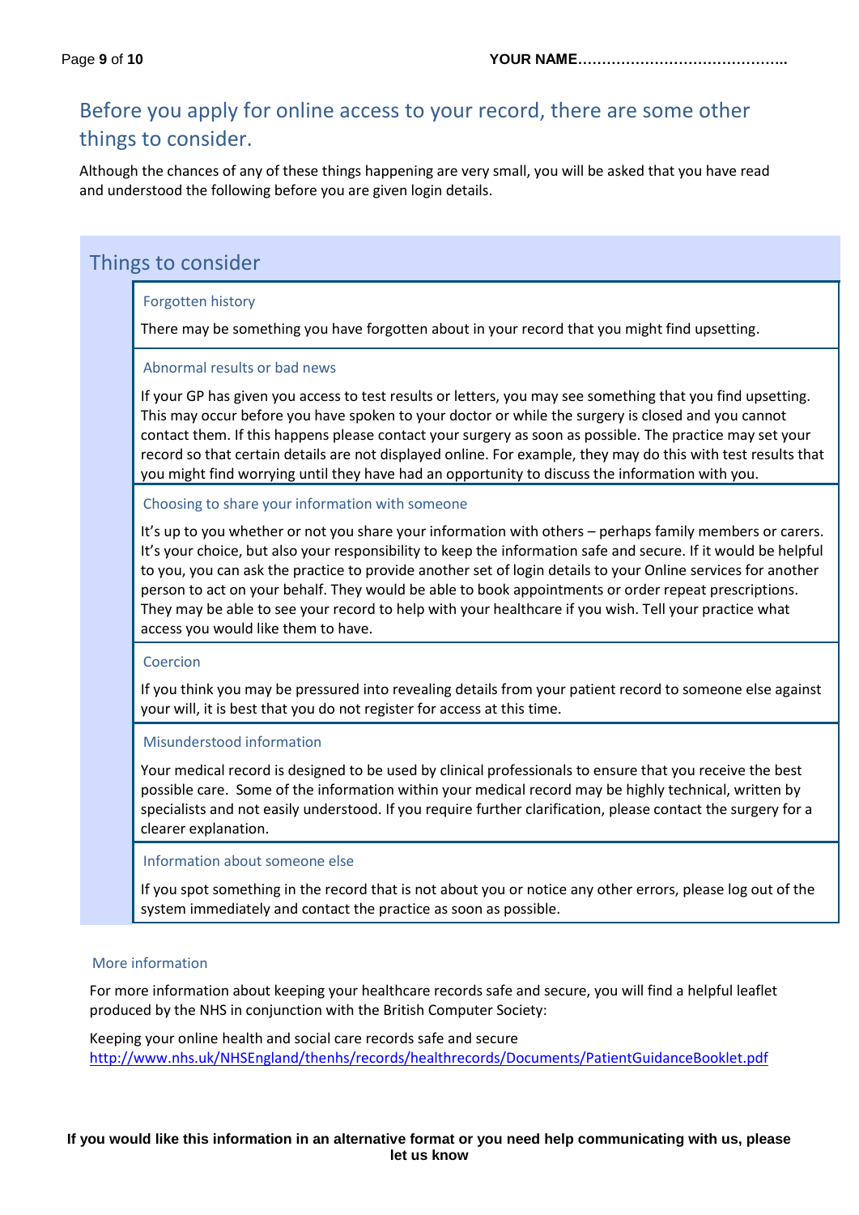## Before you apply for online access to your record, there are some other things to consider.

Although the chances of any of these things happening are very small, you will be asked that you have read and understood the following before you are given login details.

## Things to consider

### Forgotten history

There may be something you have forgotten about in your record that you might find upsetting.

### Abnormal results or bad news

If your GP has given you access to test results or letters, you may see something that you find upsetting. This may occur before you have spoken to your doctor or while the surgery is closed and you cannot contact them. If this happens please contact your surgery as soon as possible. The practice may set your record so that certain details are not displayed online. For example, they may do this with test results that you might find worrying until they have had an opportunity to discuss the information with you.

### Choosing to share your information with someone

It's up to you whether or not you share your information with others – perhaps family members or carers. It's your choice, but also your responsibility to keep the information safe and secure. If it would be helpful to you, you can ask the practice to provide another set of login details to your Online services for another person to act on your behalf. They would be able to book appointments or order repeat prescriptions. They may be able to see your record to help with your healthcare if you wish. Tell your practice what access you would like them to have.

### Coercion

If you think you may be pressured into revealing details from your patient record to someone else against your will, it is best that you do not register for access at this time.

### Misunderstood information

Your medical record is designed to be used by clinical professionals to ensure that you receive the best possible care. Some of the information within your medical record may be highly technical, written by specialists and not easily understood. If you require further clarification, please contact the surgery for a clearer explanation.

### Information about someone else

If you spot something in the record that is not about you or notice any other errors, please log out of the system immediately and contact the practice as soon as possible.

### More information

For more information about keeping your healthcare records safe and secure, you will find a helpful leaflet produced by the NHS in conjunction with the British Computer Society:

Keeping your online health and social care records safe and secure
http://www.nhs.uk/NHSEngland/thenhs/records/healthrecords/Documents/PatientGuidanceBooklet.pdf

**If you would like this information in an alternative format or you need help communicating with us, please let us know**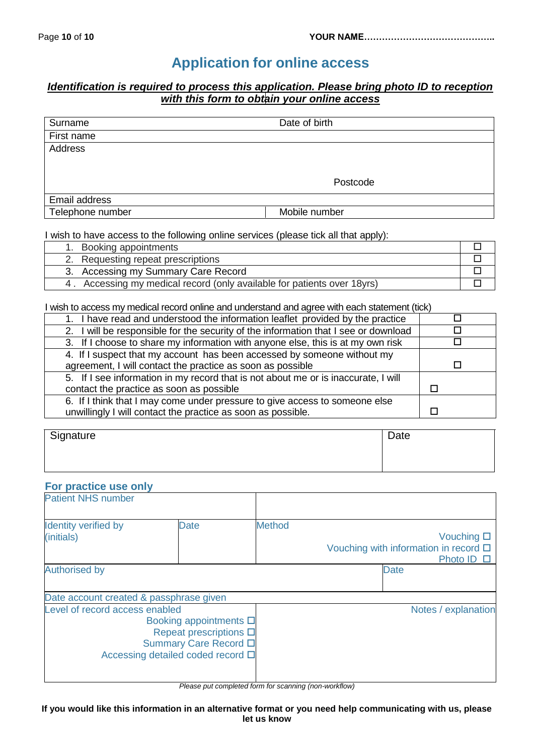YOUR NAME……………………………………..

# Application for online access

***Identification is required to process this application. Please bring photo ID to reception with this form to obtain your online access***

| | |
|---|---|
| Surname | Date of birth |
| First name | |
| Address<br><br>Postcode | |
| Email address | |
| Telephone number | Mobile number |

I wish to have access to the following online services (please tick all that apply):

| | |
|---|---|
| 1. Booking appointments | ☐ |
| 2. Requesting repeat prescriptions | ☐ |
| 3. Accessing my Summary Care Record | ☐ |
| 4 . Accessing my medical record (only available for patients over 18yrs) | ☐ |

I wish to access my medical record online and understand and agree with each statement (tick)

| | |
|---|---|
| 1. I have read and understood the information leaflet provided by the practice | ☐ |
| 2. I will be responsible for the security of the information that I see or download | ☐ |
| 3. If I choose to share my information with anyone else, this is at my own risk | ☐ |
| 4. If I suspect that my account has been accessed by someone without my agreement, I will contact the practice as soon as possible | ☐ |
| 5. If I see information in my record that is not about me or is inaccurate, I will contact the practice as soon as possible | ☐ |
| 6. If I think that I may come under pressure to give access to someone else unwillingly I will contact the practice as soon as possible. | ☐ |

| | |
|---|---|
| Signature | Date |

## For practice use only

| | | | |
|---|---|---|---|
| Patient NHS number | | | |
| Identity verified by (initials) | Date | Method<br>Vouching ☐<br>Vouching with information in record ☐<br>Photo ID ☐ | |
| Authorised by | | | Date |
| Date account created & passphrase given | | | |
| Level of record access enabled<br>Booking appointments ☐<br>Repeat prescriptions ☐<br>Summary Care Record ☐<br>Accessing detailed coded record ☐ | | Notes / explanation | |

*Please put completed form for scanning (non-workflow)*

**If you would like this information in an alternative format or you need help communicating with us, please let us know**